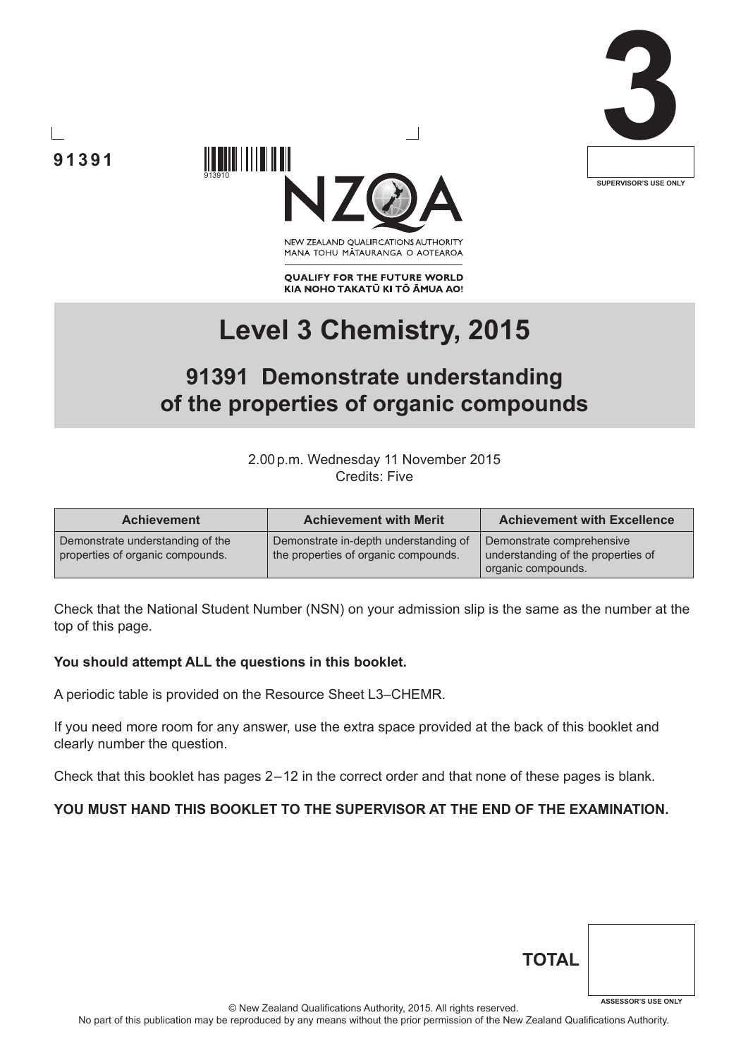91391

913910

3

SUPERVISOR'S USE ONLY

NEW ZEALAND QUALIFICATIONS AUTHORITY
MANA TOHU MĀTAURANGA O AOTEAROA

**QUALIFY FOR THE FUTURE WORLD**
**KIA NOHO TAKATŪ KI TŌ ĀMUA AO!**

# Level 3 Chemistry, 2015

## 91391 Demonstrate understanding of the properties of organic compounds

2.00 p.m. Wednesday 11 November 2015
Credits: Five

| Achievement | Achievement with Merit | Achievement with Excellence |
|---|---|---|
| Demonstrate understanding of the properties of organic compounds. | Demonstrate in-depth understanding of the properties of organic compounds. | Demonstrate comprehensive understanding of the properties of organic compounds. |

Check that the National Student Number (NSN) on your admission slip is the same as the number at the top of this page.

**You should attempt ALL the questions in this booklet.**

A periodic table is provided on the Resource Sheet L3–CHEMR.

If you need more room for any answer, use the extra space provided at the back of this booklet and clearly number the question.

Check that this booklet has pages 2–12 in the correct order and that none of these pages is blank.

**YOU MUST HAND THIS BOOKLET TO THE SUPERVISOR AT THE END OF THE EXAMINATION.**

**TOTAL**

ASSESSOR'S USE ONLY

© New Zealand Qualifications Authority, 2015. All rights reserved.
No part of this publication may be reproduced by any means without the prior permission of the New Zealand Qualifications Authority.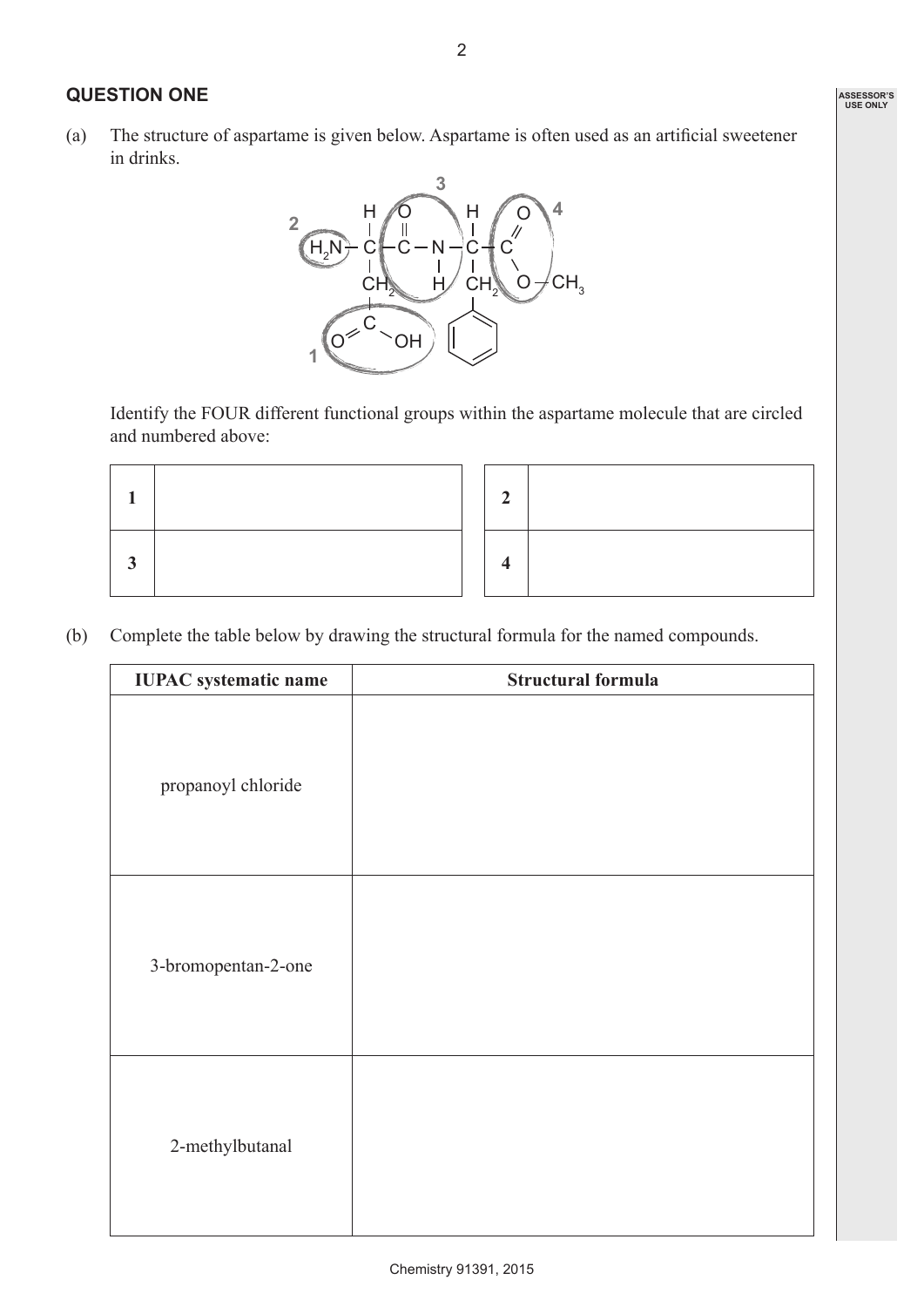## QUESTION ONE

(a) The structure of aspartame is given below. Aspartame is often used as an artificial sweetener in drinks.

Identify the FOUR different functional groups within the aspartame molecule that are circled and numbered above:

| | | | | |
|---|---|---|---|---|
| **1** | | | **2** | |
| **3** | | | **4** | |

(b) Complete the table below by drawing the structural formula for the named compounds.

| IUPAC systematic name | Structural formula |
|---|---|
| propanoyl chloride | |
| 3-bromopentan-2-one | |
| 2-methylbutanal | |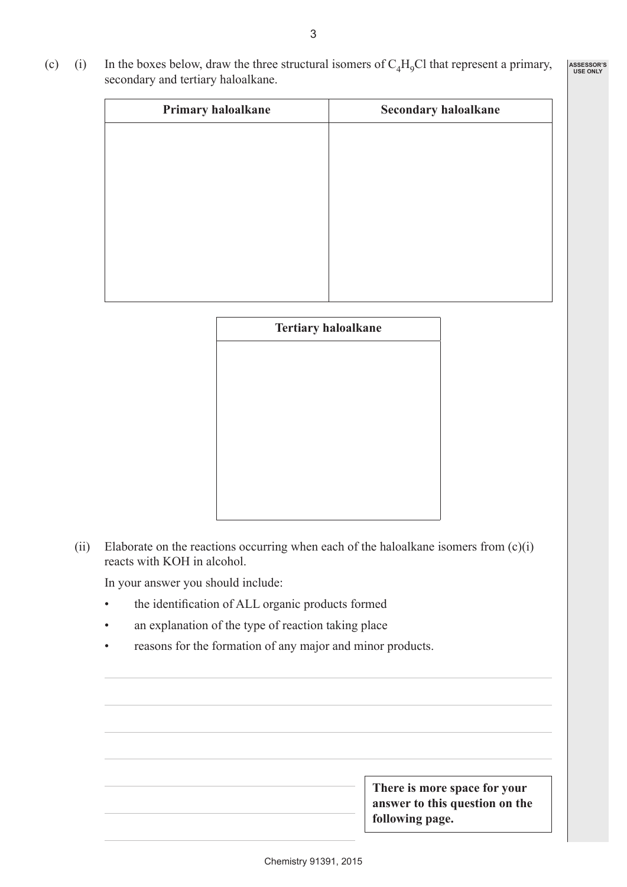(c) (i) In the boxes below, draw the three structural isomers of $C_4H_9Cl$ that represent a primary, secondary and tertiary haloalkane.

| Primary haloalkane | Secondary haloalkane |
|---|---|
| | |

| Tertiary haloalkane |
|---|
| |

(ii) Elaborate on the reactions occurring when each of the haloalkane isomers from (c)(i) reacts with KOH in alcohol.

In your answer you should include:

- the identification of ALL organic products formed
- an explanation of the type of reaction taking place
- reasons for the formation of any major and minor products.

**There is more space for your answer to this question on the following page.**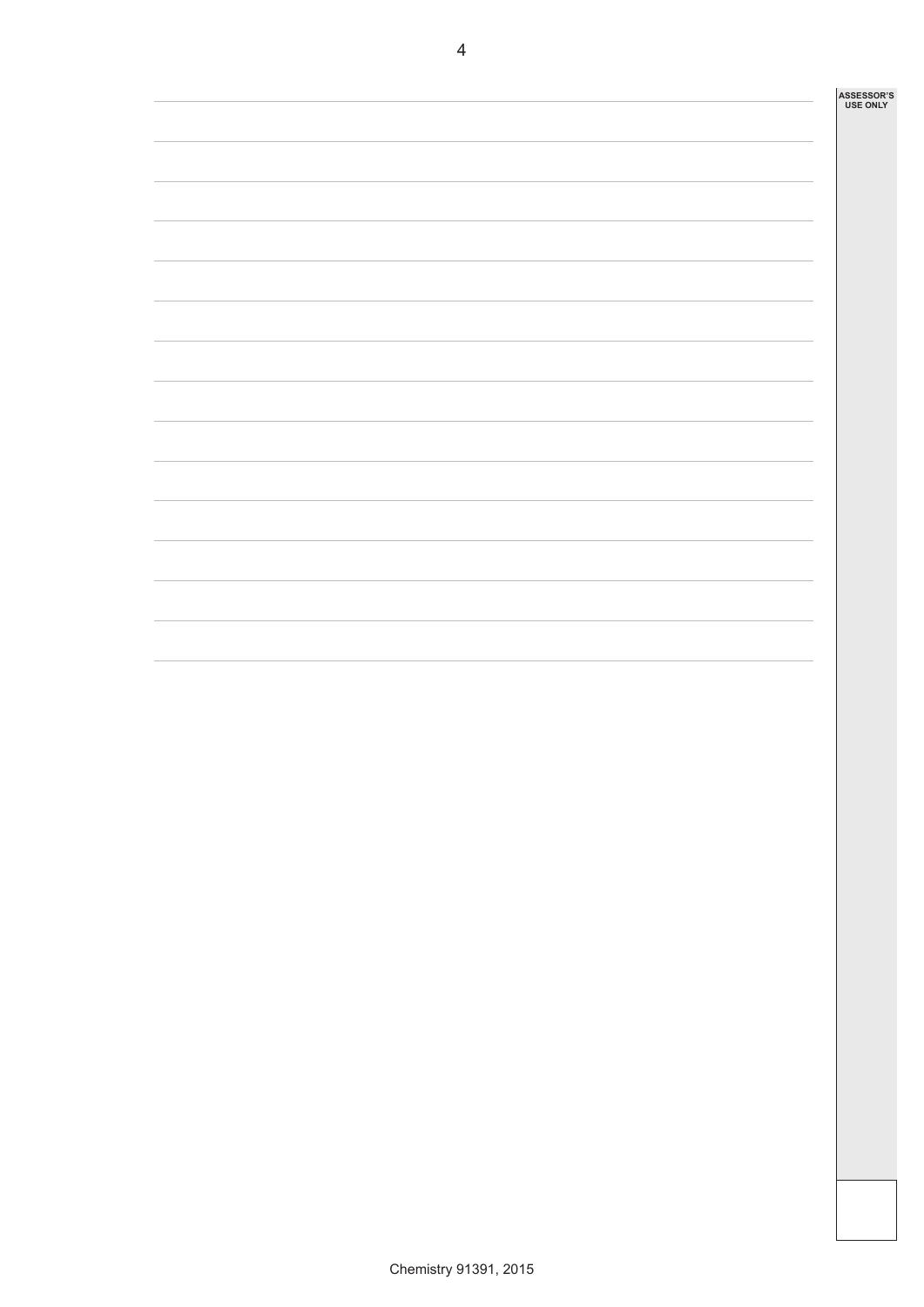ASSESSOR'S USE ONLY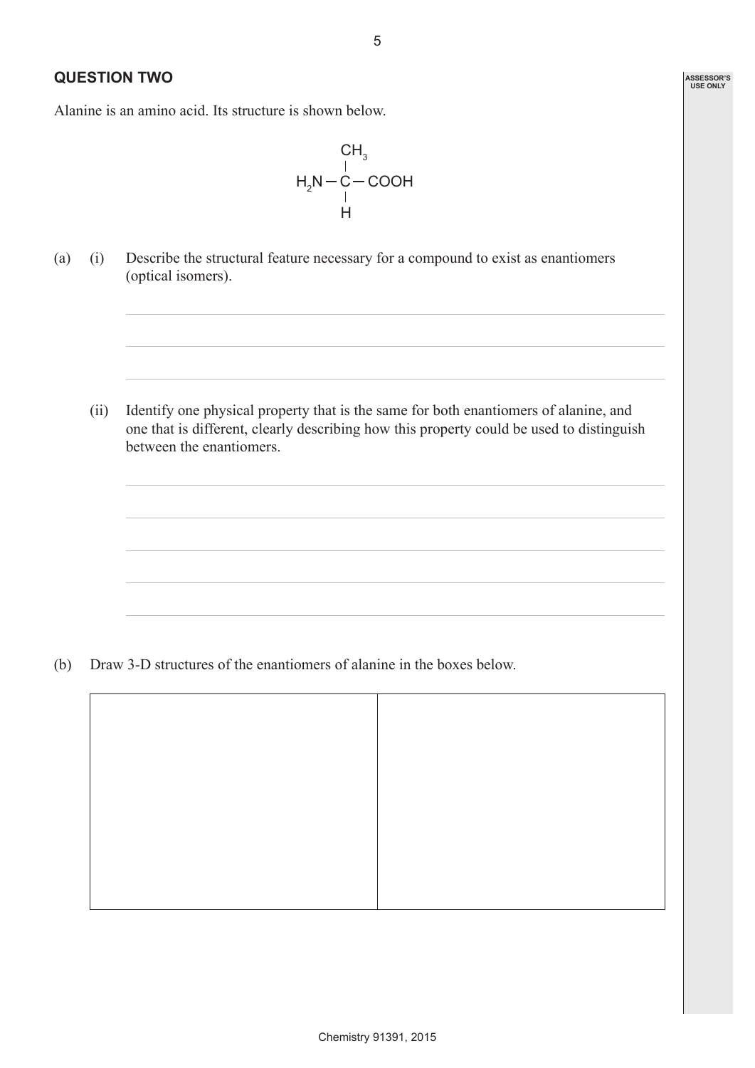## QUESTION TWO

Alanine is an amino acid. Its structure is shown below.

$$
\begin{array}{c}
CH_3 \\
| \\
H_2N - C - COOH \\
| \\
H
\end{array}
$$

(a) (i) Describe the structural feature necessary for a compound to exist as enantiomers (optical isomers).

(ii) Identify one physical property that is the same for both enantiomers of alanine, and one that is different, clearly describing how this property could be used to distinguish between the enantiomers.

(b) Draw 3-D structures of the enantiomers of alanine in the boxes below.

| | |
|---|---|
| | |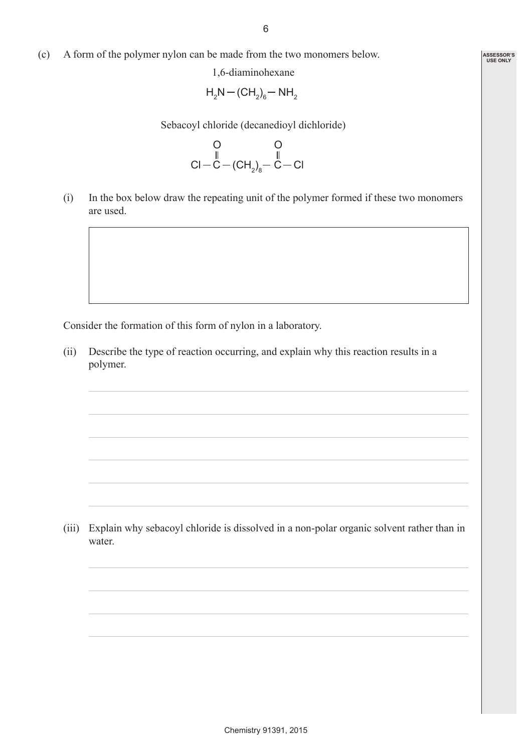(c) A form of the polymer nylon can be made from the two monomers below.

1,6-diaminohexane

$$H_2N-(CH_2)_6-NH_2$$

Sebacoyl chloride (decanedioyl dichloride)

$$Cl-\overset{\overset{\large O}{\|}}{C}-(CH_2)_8-\overset{\overset{\large O}{\|}}{C}-Cl$$

(i) In the box below draw the repeating unit of the polymer formed if these two monomers are used.

Consider the formation of this form of nylon in a laboratory.

(ii) Describe the type of reaction occurring, and explain why this reaction results in a polymer.

(iii) Explain why sebacoyl chloride is dissolved in a non-polar organic solvent rather than in water.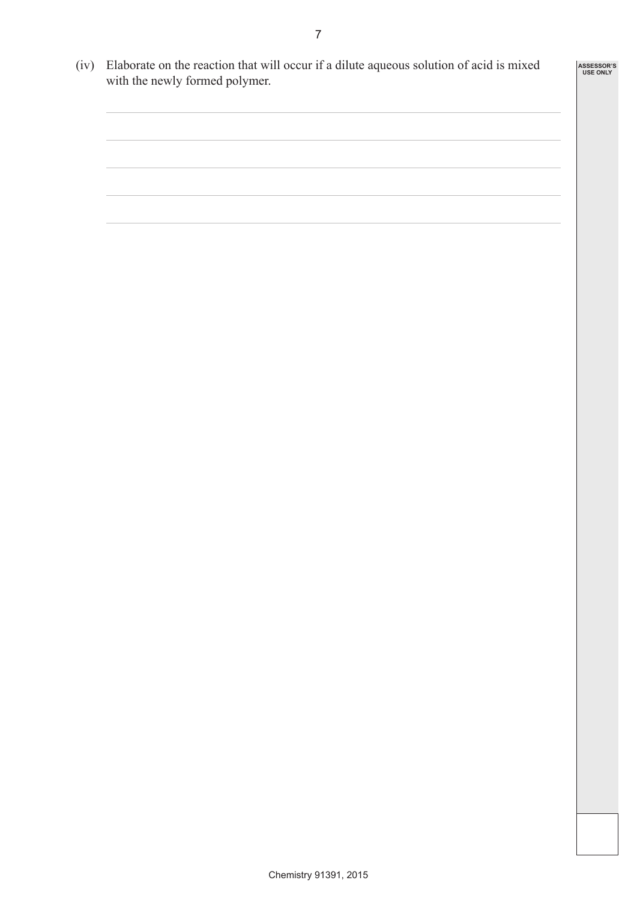(iv) Elaborate on the reaction that will occur if a dilute aqueous solution of acid is mixed with the newly formed polymer.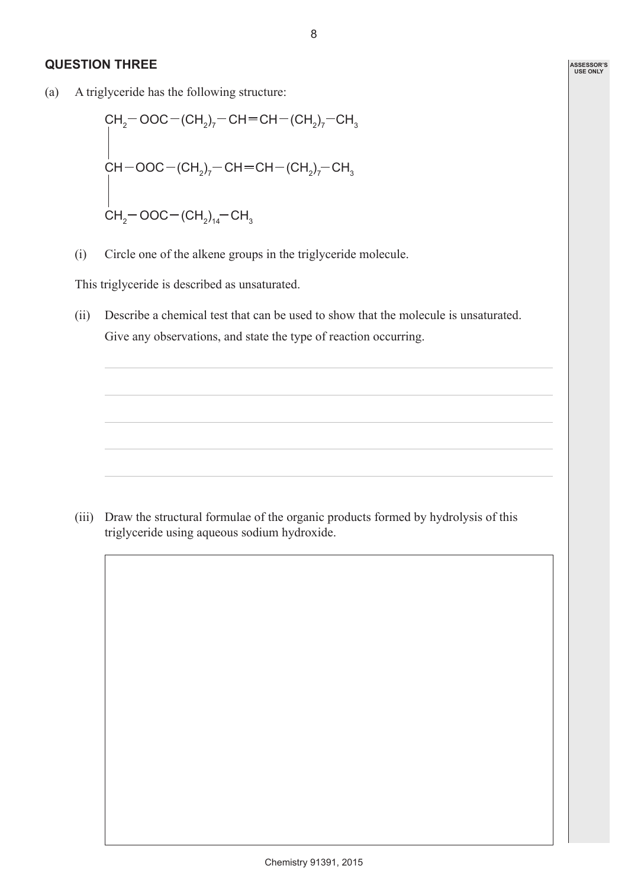## QUESTION THREE

(a) A triglyceride has the following structure:

$$
\begin{array}{l}
CH_2-OOC-(CH_2)_7-CH=CH-(CH_2)_7-CH_3 \\
| \\
CH-OOC-(CH_2)_7-CH=CH-(CH_2)_7-CH_3 \\
| \\
CH_2-OOC-(CH_2)_{14}-CH_3
\end{array}
$$

(i) Circle one of the alkene groups in the triglyceride molecule.

This triglyceride is described as unsaturated.

(ii) Describe a chemical test that can be used to show that the molecule is unsaturated. Give any observations, and state the type of reaction occurring.

(iii) Draw the structural formulae of the organic products formed by hydrolysis of this triglyceride using aqueous sodium hydroxide.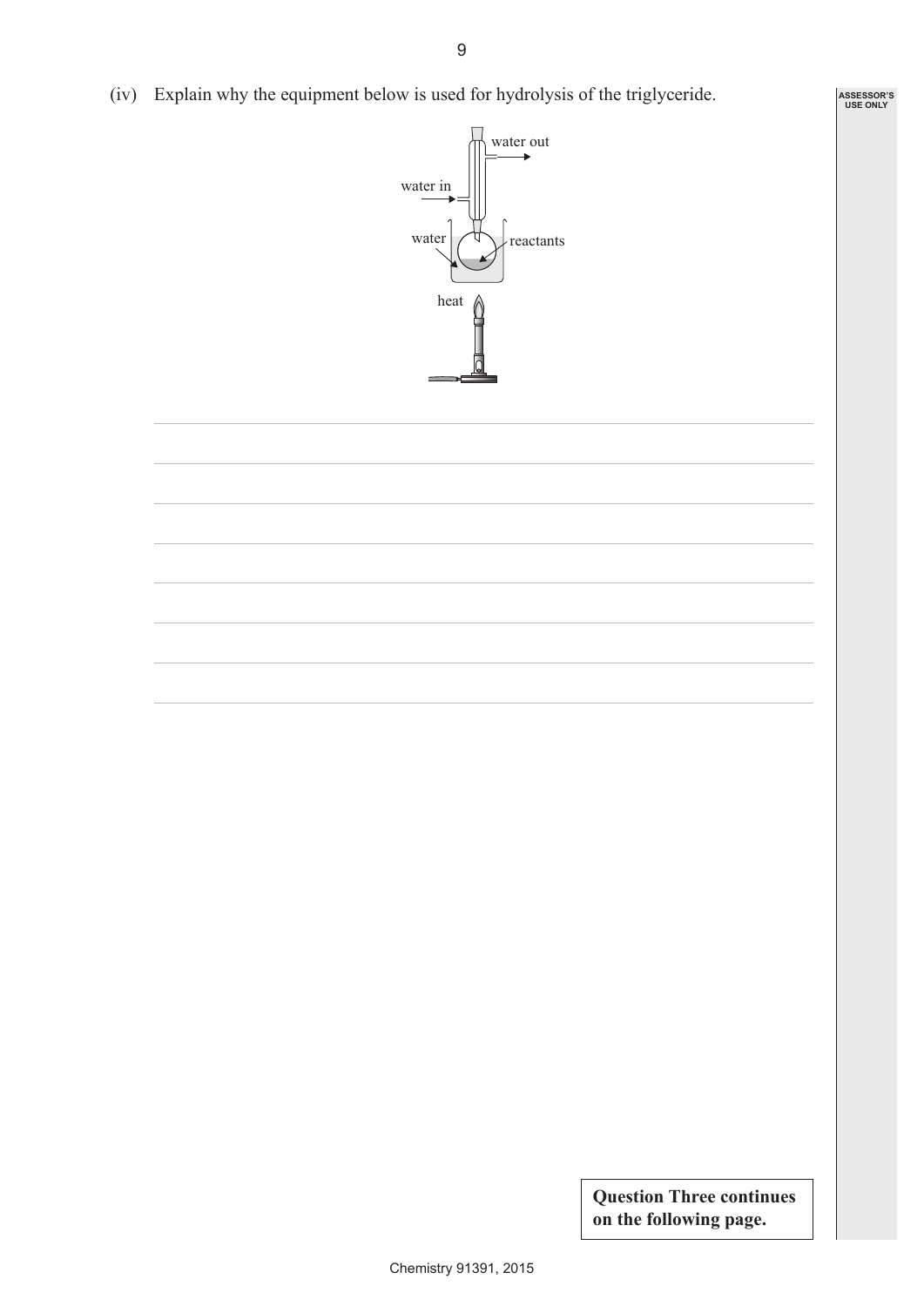(iv) Explain why the equipment below is used for hydrolysis of the triglyceride.

**Question Three continues on the following page.**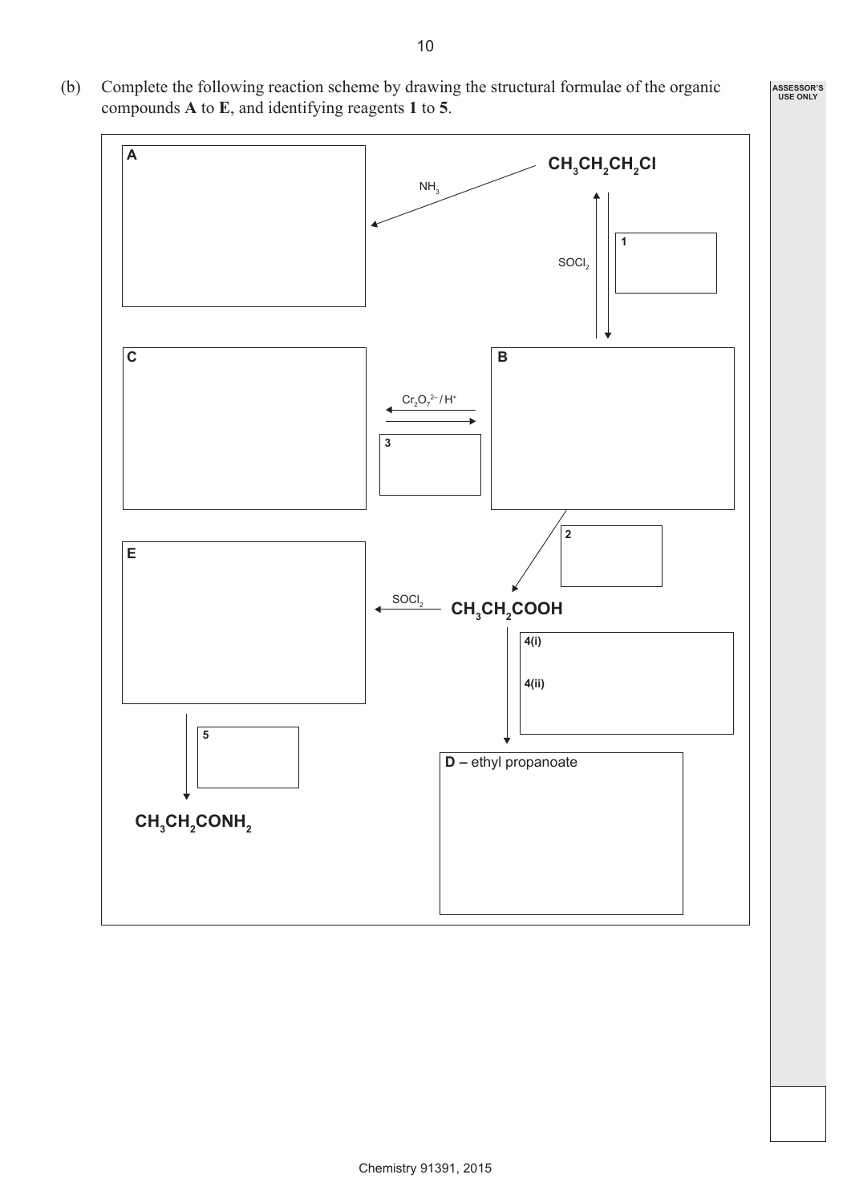(b) Complete the following reaction scheme by drawing the structural formulae of the organic compounds **A** to **E**, and identifying reagents **1** to **5**.

**A**

$NH_3$

$CH_3CH_2CH_2Cl$

$SOCl_2$

**1**

**C**

$Cr_2O_7^{2-} / H^+$

**3**

**B**

**2**

**E**

$SOCl_2$

$CH_3CH_2COOH$

**4(i)**

**4(ii)**

**5**

**D –** ethyl propanoate

$CH_3CH_2CONH_2$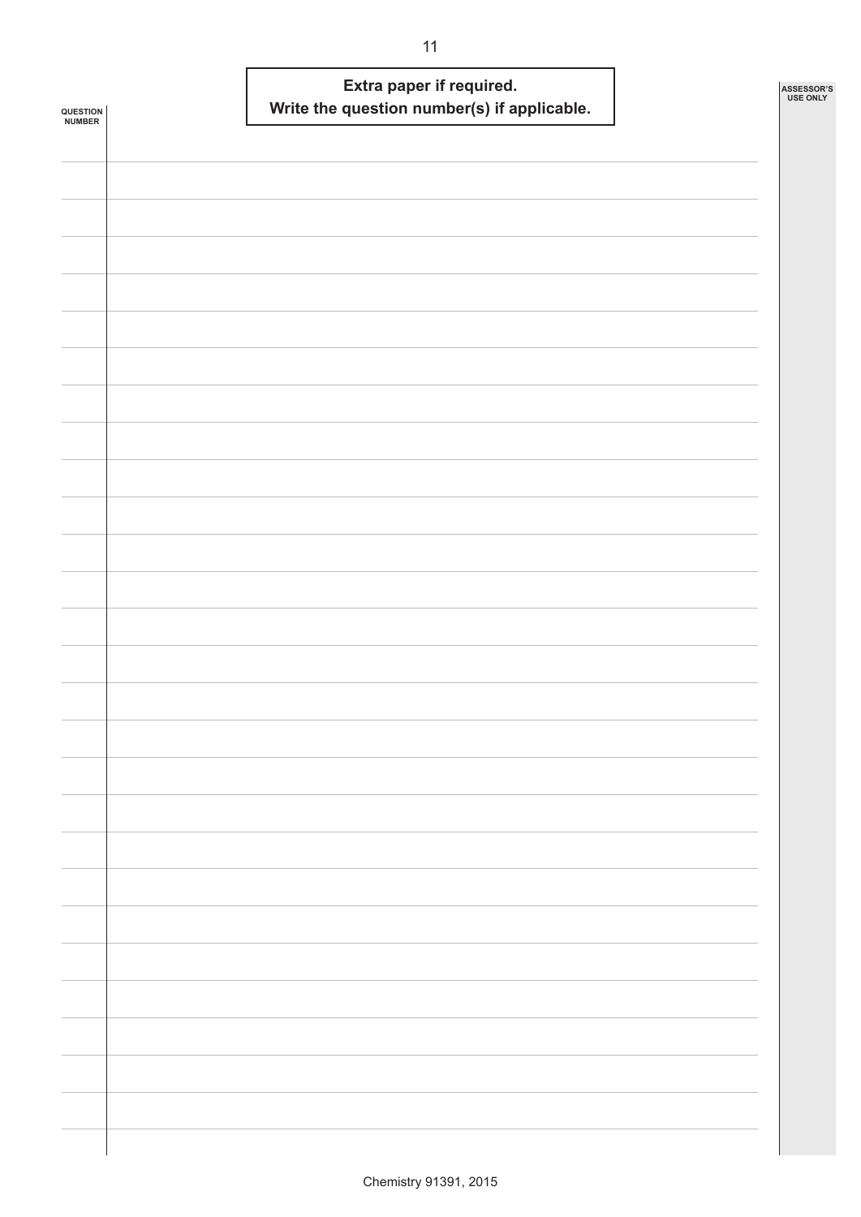**Extra paper if required.**
**Write the question number(s) if applicable.**

QUESTION NUMBER

ASSESSOR'S USE ONLY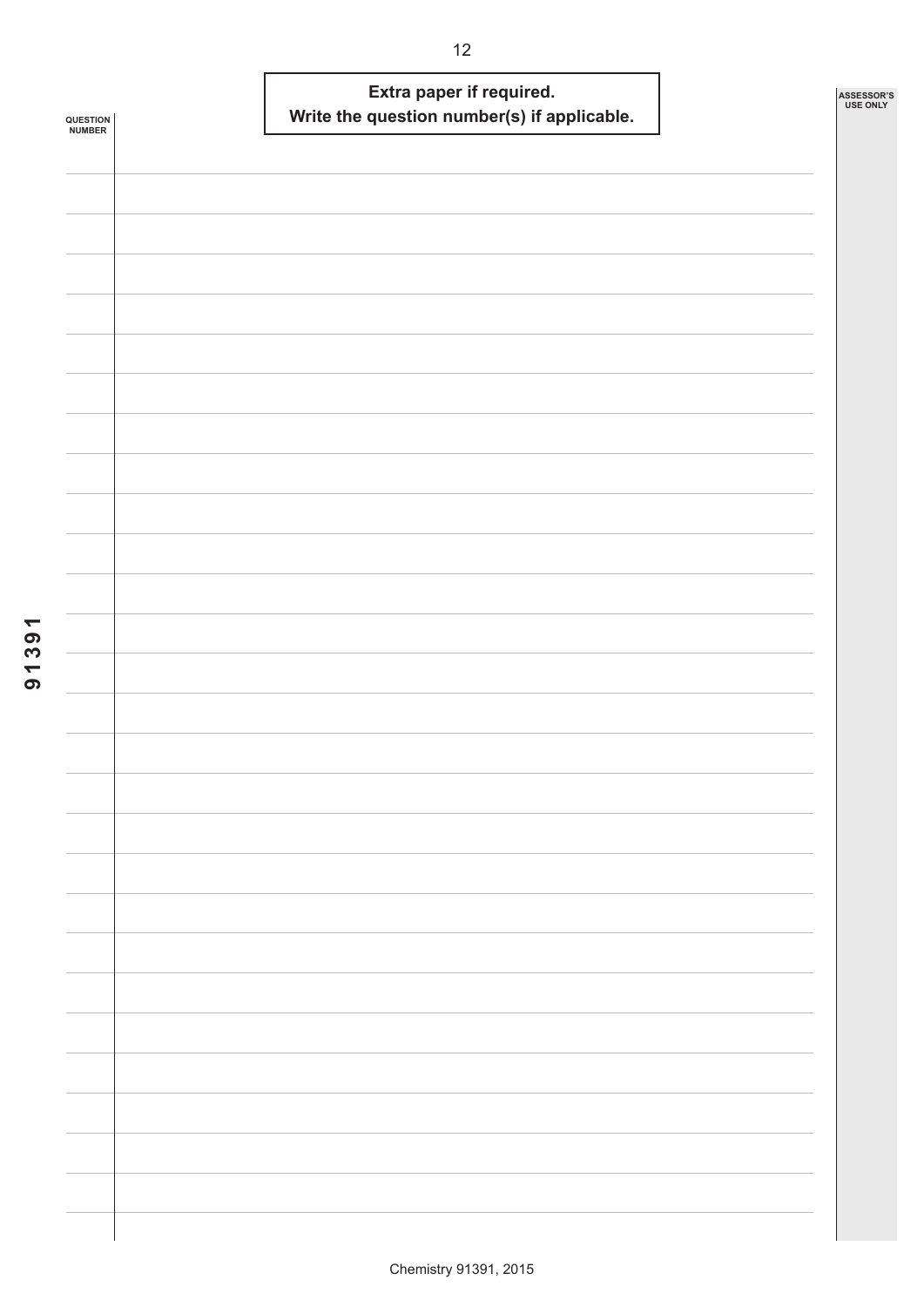**Extra paper if required.**
**Write the question number(s) if applicable.**

QUESTION NUMBER

ASSESSOR'S USE ONLY

91391